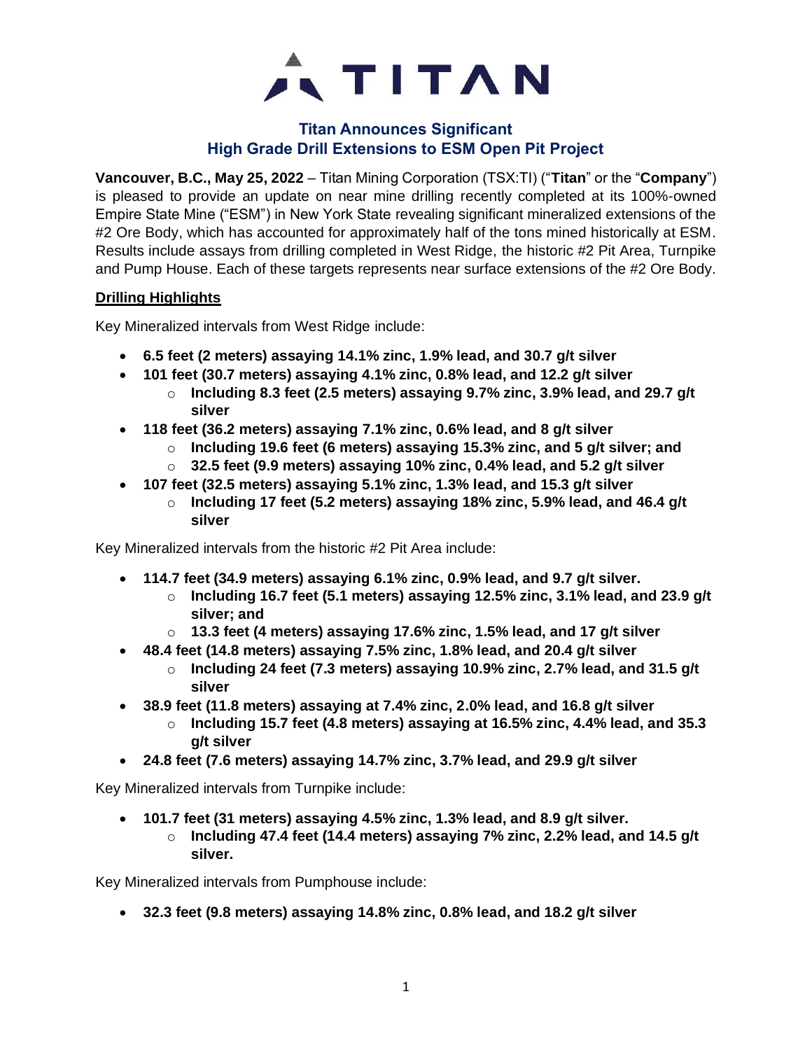TITAN

## Titan Announces Significant High Grade Drill Extensions to ESM Open Pit Project

**Vancouver, B.C., May 25, 2022** – Titan Mining Corporation (TSX:TI) ("**Titan**" or the "**Company**") is pleased to provide an update on near mine drilling recently completed at its 100%-owned Empire State Mine ("ESM") in New York State revealing significant mineralized extensions of the #2 Ore Body, which has accounted for approximately half of the tons mined historically at ESM. Results include assays from drilling completed in West Ridge, the historic #2 Pit Area, Turnpike and Pump House. Each of these targets represents near surface extensions of the #2 Ore Body.

**Drilling Highlights**

Key Mineralized intervals from West Ridge include:

- **6.5 feet (2 meters) assaying 14.1% zinc, 1.9% lead, and 30.7 g/t silver**
- **101 feet (30.7 meters) assaying 4.1% zinc, 0.8% lead, and 12.2 g/t silver**
  - **Including 8.3 feet (2.5 meters) assaying 9.7% zinc, 3.9% lead, and 29.7 g/t silver**
- **118 feet (36.2 meters) assaying 7.1% zinc, 0.6% lead, and 8 g/t silver**
  - **Including 19.6 feet (6 meters) assaying 15.3% zinc, and 5 g/t silver; and**
  - **32.5 feet (9.9 meters) assaying 10% zinc, 0.4% lead, and 5.2 g/t silver**
- **107 feet (32.5 meters) assaying 5.1% zinc, 1.3% lead, and 15.3 g/t silver**
  - **Including 17 feet (5.2 meters) assaying 18% zinc, 5.9% lead, and 46.4 g/t silver**

Key Mineralized intervals from the historic #2 Pit Area include:

- **114.7 feet (34.9 meters) assaying 6.1% zinc, 0.9% lead, and 9.7 g/t silver.**
  - **Including 16.7 feet (5.1 meters) assaying 12.5% zinc, 3.1% lead, and 23.9 g/t silver; and**
  - **13.3 feet (4 meters) assaying 17.6% zinc, 1.5% lead, and 17 g/t silver**
- **48.4 feet (14.8 meters) assaying 7.5% zinc, 1.8% lead, and 20.4 g/t silver**
  - **Including 24 feet (7.3 meters) assaying 10.9% zinc, 2.7% lead, and 31.5 g/t silver**
- **38.9 feet (11.8 meters) assaying at 7.4% zinc, 2.0% lead, and 16.8 g/t silver**
  - **Including 15.7 feet (4.8 meters) assaying at 16.5% zinc, 4.4% lead, and 35.3 g/t silver**
- **24.8 feet (7.6 meters) assaying 14.7% zinc, 3.7% lead, and 29.9 g/t silver**

Key Mineralized intervals from Turnpike include:

- **101.7 feet (31 meters) assaying 4.5% zinc, 1.3% lead, and 8.9 g/t silver.**
  - **Including 47.4 feet (14.4 meters) assaying 7% zinc, 2.2% lead, and 14.5 g/t silver.**

Key Mineralized intervals from Pumphouse include:

- **32.3 feet (9.8 meters) assaying 14.8% zinc, 0.8% lead, and 18.2 g/t silver**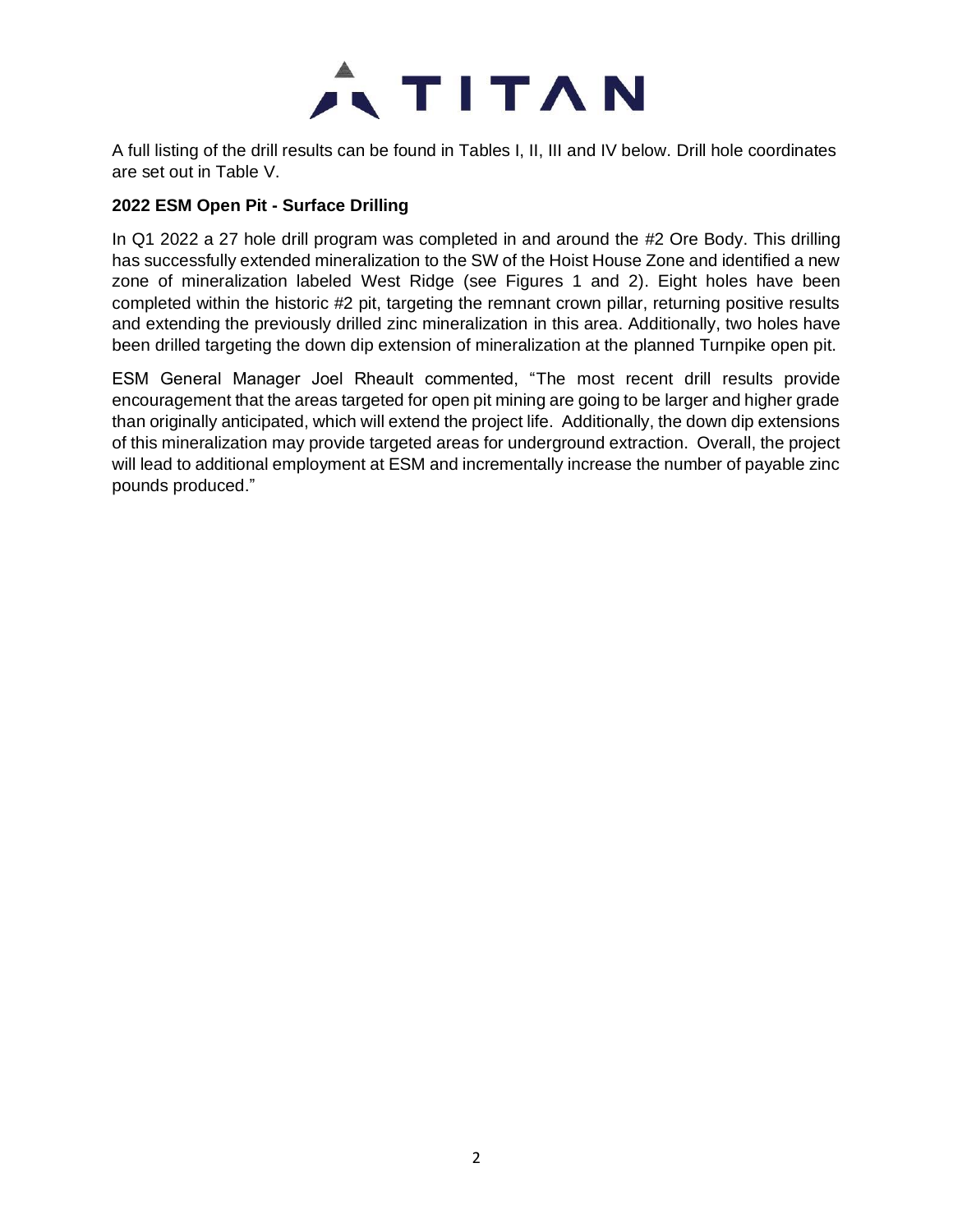A full listing of the drill results can be found in Tables I, II, III and IV below. Drill hole coordinates are set out in Table V.

**2022 ESM Open Pit - Surface Drilling**

In Q1 2022 a 27 hole drill program was completed in and around the #2 Ore Body. This drilling has successfully extended mineralization to the SW of the Hoist House Zone and identified a new zone of mineralization labeled West Ridge (see Figures 1 and 2). Eight holes have been completed within the historic #2 pit, targeting the remnant crown pillar, returning positive results and extending the previously drilled zinc mineralization in this area. Additionally, two holes have been drilled targeting the down dip extension of mineralization at the planned Turnpike open pit.

ESM General Manager Joel Rheault commented, "The most recent drill results provide encouragement that the areas targeted for open pit mining are going to be larger and higher grade than originally anticipated, which will extend the project life. Additionally, the down dip extensions of this mineralization may provide targeted areas for underground extraction. Overall, the project will lead to additional employment at ESM and incrementally increase the number of payable zinc pounds produced."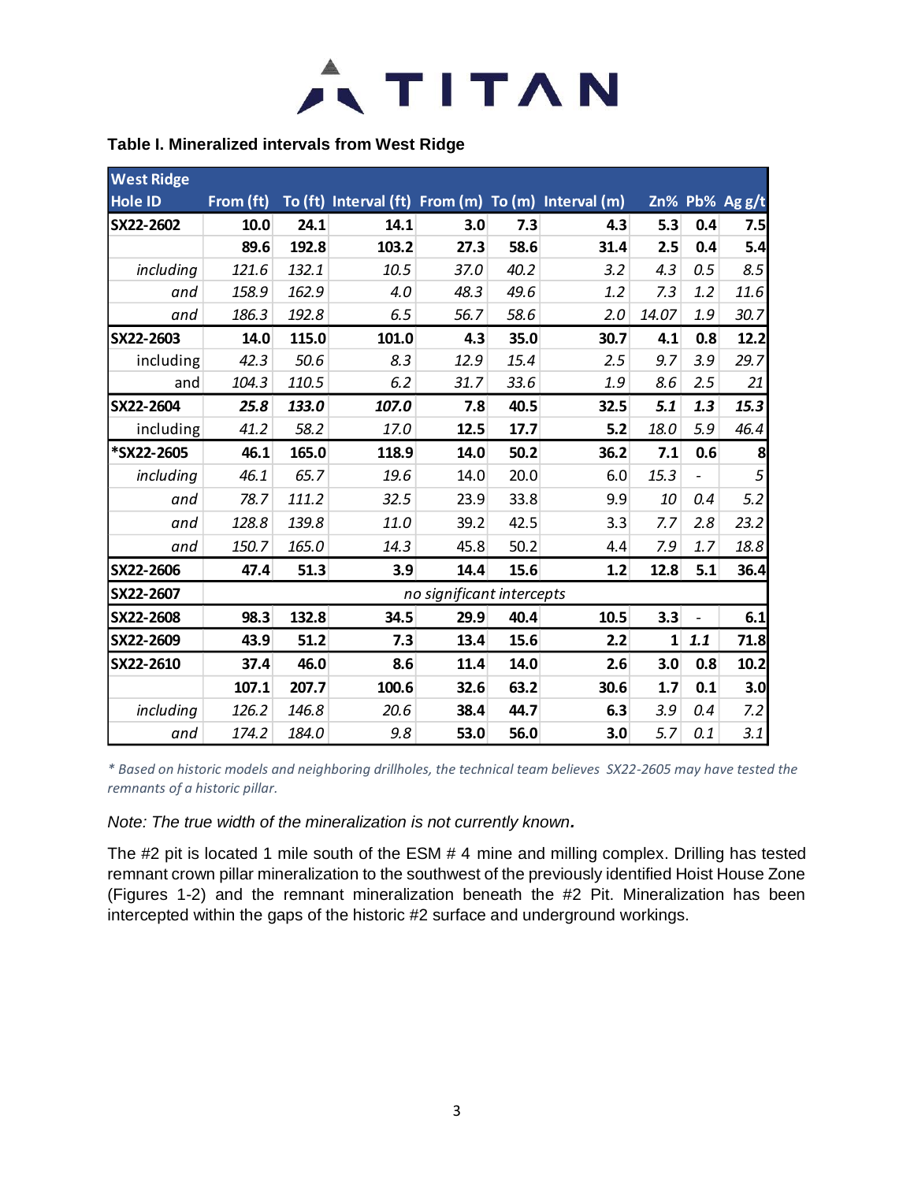TITAN

**Table I. Mineralized intervals from West Ridge**

| West Ridge Hole ID | From (ft) | To (ft) | Interval (ft) | From (m) | To (m) | Interval (m) | Zn% | Pb% | Ag g/t |
|---|---|---|---|---|---|---|---|---|---|
| **SX22-2602** | **10.0** | **24.1** | **14.1** | **3.0** | **7.3** | **4.3** | **5.3** | **0.4** | **7.5** |
| | **89.6** | **192.8** | **103.2** | **27.3** | **58.6** | **31.4** | **2.5** | **0.4** | **5.4** |
| *including* | *121.6* | *132.1* | *10.5* | *37.0* | *40.2* | *3.2* | *4.3* | *0.5* | *8.5* |
| *and* | *158.9* | *162.9* | *4.0* | *48.3* | *49.6* | *1.2* | *7.3* | *1.2* | *11.6* |
| *and* | *186.3* | *192.8* | *6.5* | *56.7* | *58.6* | *2.0* | *14.07* | *1.9* | *30.7* |
| **SX22-2603** | **14.0** | **115.0** | **101.0** | **4.3** | **35.0** | **30.7** | **4.1** | **0.8** | **12.2** |
| including | *42.3* | *50.6* | *8.3* | *12.9* | *15.4* | *2.5* | *9.7* | *3.9* | *29.7* |
| and | *104.3* | *110.5* | *6.2* | *31.7* | *33.6* | *1.9* | *8.6* | *2.5* | *21* |
| **SX22-2604** | ***25.8*** | ***133.0*** | ***107.0*** | **7.8** | **40.5** | **32.5** | ***5.1*** | ***1.3*** | ***15.3*** |
| including | *41.2* | *58.2* | *17.0* | **12.5** | **17.7** | **5.2** | *18.0* | *5.9* | *46.4* |
| **\*SX22-2605** | **46.1** | **165.0** | **118.9** | **14.0** | **50.2** | **36.2** | **7.1** | **0.6** | **8** |
| *including* | *46.1* | *65.7* | *19.6* | 14.0 | 20.0 | 6.0 | *15.3* | - | *5* |
| *and* | *78.7* | *111.2* | *32.5* | 23.9 | 33.8 | 9.9 | *10* | *0.4* | *5.2* |
| *and* | *128.8* | *139.8* | *11.0* | 39.2 | 42.5 | 3.3 | *7.7* | *2.8* | *23.2* |
| *and* | *150.7* | *165.0* | *14.3* | 45.8 | 50.2 | 4.4 | *7.9* | *1.7* | *18.8* |
| **SX22-2606** | **47.4** | **51.3** | **3.9** | **14.4** | **15.6** | **1.2** | **12.8** | **5.1** | **36.4** |
| **SX22-2607** | | | | *no significant intercepts* | | | | | |
| **SX22-2608** | **98.3** | **132.8** | **34.5** | **29.9** | **40.4** | **10.5** | **3.3** | - | **6.1** |
| **SX22-2609** | **43.9** | **51.2** | **7.3** | **13.4** | **15.6** | **2.2** | **1** | ***1.1*** | **71.8** |
| **SX22-2610** | **37.4** | **46.0** | **8.6** | **11.4** | **14.0** | **2.6** | **3.0** | **0.8** | **10.2** |
| | **107.1** | **207.7** | **100.6** | **32.6** | **63.2** | **30.6** | **1.7** | **0.1** | **3.0** |
| *including* | *126.2* | *146.8* | *20.6* | **38.4** | **44.7** | **6.3** | *3.9* | *0.4* | *7.2* |
| *and* | *174.2* | *184.0* | *9.8* | **53.0** | **56.0** | **3.0** | *5.7* | *0.1* | *3.1* |

*\* Based on historic models and neighboring drillholes, the technical team believes SX22-2605 may have tested the remnants of a historic pillar.*

*Note: The true width of the mineralization is not currently known.*

The #2 pit is located 1 mile south of the ESM # 4 mine and milling complex. Drilling has tested remnant crown pillar mineralization to the southwest of the previously identified Hoist House Zone (Figures 1-2) and the remnant mineralization beneath the #2 Pit. Mineralization has been intercepted within the gaps of the historic #2 surface and underground workings.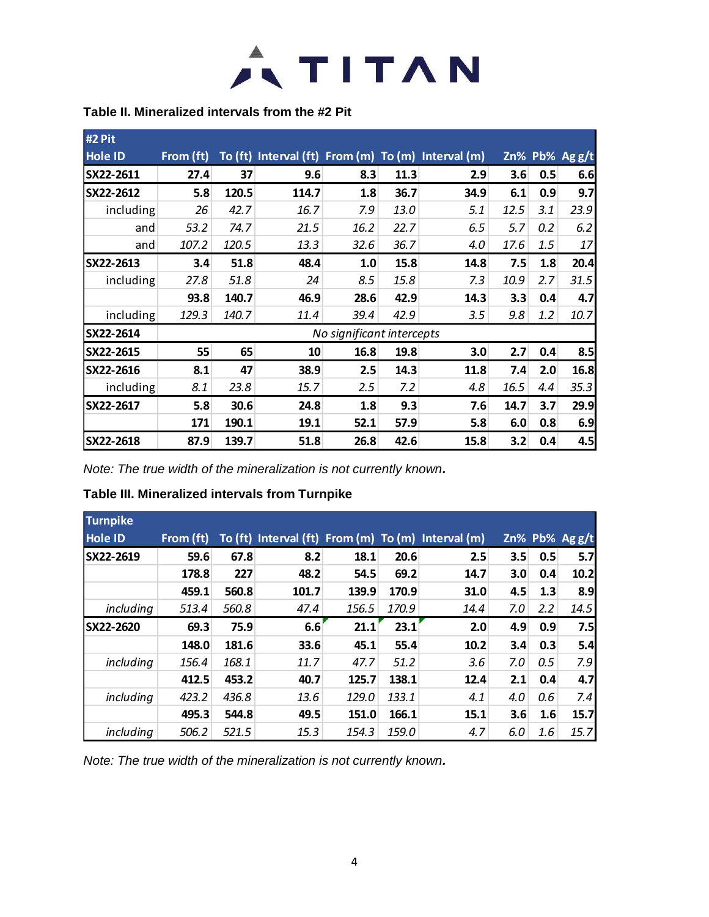### Table II. Mineralized intervals from the #2 Pit

| #2 Pit Hole ID | From (ft) | To (ft) | Interval (ft) | From (m) | To (m) | Interval (m) | Zn% | Pb% | Ag g/t |
|---|---|---|---|---|---|---|---|---|---|
| **SX22-2611** | **27.4** | **37** | **9.6** | **8.3** | **11.3** | **2.9** | **3.6** | **0.5** | **6.6** |
| **SX22-2612** | **5.8** | **120.5** | **114.7** | **1.8** | **36.7** | **34.9** | **6.1** | **0.9** | **9.7** |
| including | *26* | *42.7* | *16.7* | *7.9* | *13.0* | *5.1* | *12.5* | *3.1* | *23.9* |
| and | *53.2* | *74.7* | *21.5* | *16.2* | *22.7* | *6.5* | *5.7* | *0.2* | *6.2* |
| and | *107.2* | *120.5* | *13.3* | *32.6* | *36.7* | *4.0* | *17.6* | *1.5* | *17* |
| **SX22-2613** | **3.4** | **51.8** | **48.4** | **1.0** | **15.8** | **14.8** | **7.5** | **1.8** | **20.4** |
| including | *27.8* | *51.8* | *24* | *8.5* | *15.8* | *7.3* | *10.9* | *2.7* | *31.5* |
| | **93.8** | **140.7** | **46.9** | **28.6** | **42.9** | **14.3** | **3.3** | **0.4** | **4.7** |
| including | *129.3* | *140.7* | *11.4* | *39.4* | *42.9* | *3.5* | *9.8* | *1.2* | *10.7* |
| **SX22-2614** | *No significant intercepts* | | | | | | | | |
| **SX22-2615** | **55** | **65** | **10** | **16.8** | **19.8** | **3.0** | **2.7** | **0.4** | **8.5** |
| **SX22-2616** | **8.1** | **47** | **38.9** | **2.5** | **14.3** | **11.8** | **7.4** | **2.0** | **16.8** |
| including | *8.1* | *23.8* | *15.7* | *2.5* | *7.2* | *4.8* | *16.5* | *4.4* | *35.3* |
| **SX22-2617** | **5.8** | **30.6** | **24.8** | **1.8** | **9.3** | **7.6** | **14.7** | **3.7** | **29.9** |
| | **171** | **190.1** | **19.1** | **52.1** | **57.9** | **5.8** | **6.0** | **0.8** | **6.9** |
| **SX22-2618** | **87.9** | **139.7** | **51.8** | **26.8** | **42.6** | **15.8** | **3.2** | **0.4** | **4.5** |

*Note: The true width of the mineralization is not currently known.*

### Table III. Mineralized intervals from Turnpike

| Turnpike Hole ID | From (ft) | To (ft) | Interval (ft) | From (m) | To (m) | Interval (m) | Zn% | Pb% | Ag g/t |
|---|---|---|---|---|---|---|---|---|---|
| **SX22-2619** | **59.6** | **67.8** | **8.2** | **18.1** | **20.6** | **2.5** | **3.5** | **0.5** | **5.7** |
| | **178.8** | **227** | **48.2** | **54.5** | **69.2** | **14.7** | **3.0** | **0.4** | **10.2** |
| | **459.1** | **560.8** | **101.7** | **139.9** | **170.9** | **31.0** | **4.5** | **1.3** | **8.9** |
| *including* | *513.4* | *560.8* | *47.4* | *156.5* | *170.9* | *14.4* | *7.0* | *2.2* | *14.5* |
| **SX22-2620** | **69.3** | **75.9** | **6.6** | **21.1** | **23.1** | **2.0** | **4.9** | **0.9** | **7.5** |
| | **148.0** | **181.6** | **33.6** | **45.1** | **55.4** | **10.2** | **3.4** | **0.3** | **5.4** |
| *including* | *156.4* | *168.1* | *11.7* | *47.7* | *51.2* | *3.6* | *7.0* | *0.5* | *7.9* |
| | **412.5** | **453.2** | **40.7** | **125.7** | **138.1** | **12.4** | **2.1** | **0.4** | **4.7** |
| *including* | *423.2* | *436.8* | *13.6* | *129.0* | *133.1* | *4.1* | *4.0* | *0.6* | *7.4* |
| | **495.3** | **544.8** | **49.5** | **151.0** | **166.1** | **15.1** | **3.6** | **1.6** | **15.7** |
| *including* | *506.2* | *521.5* | *15.3* | *154.3* | *159.0* | *4.7* | *6.0* | *1.6* | *15.7* |

*Note: The true width of the mineralization is not currently known.*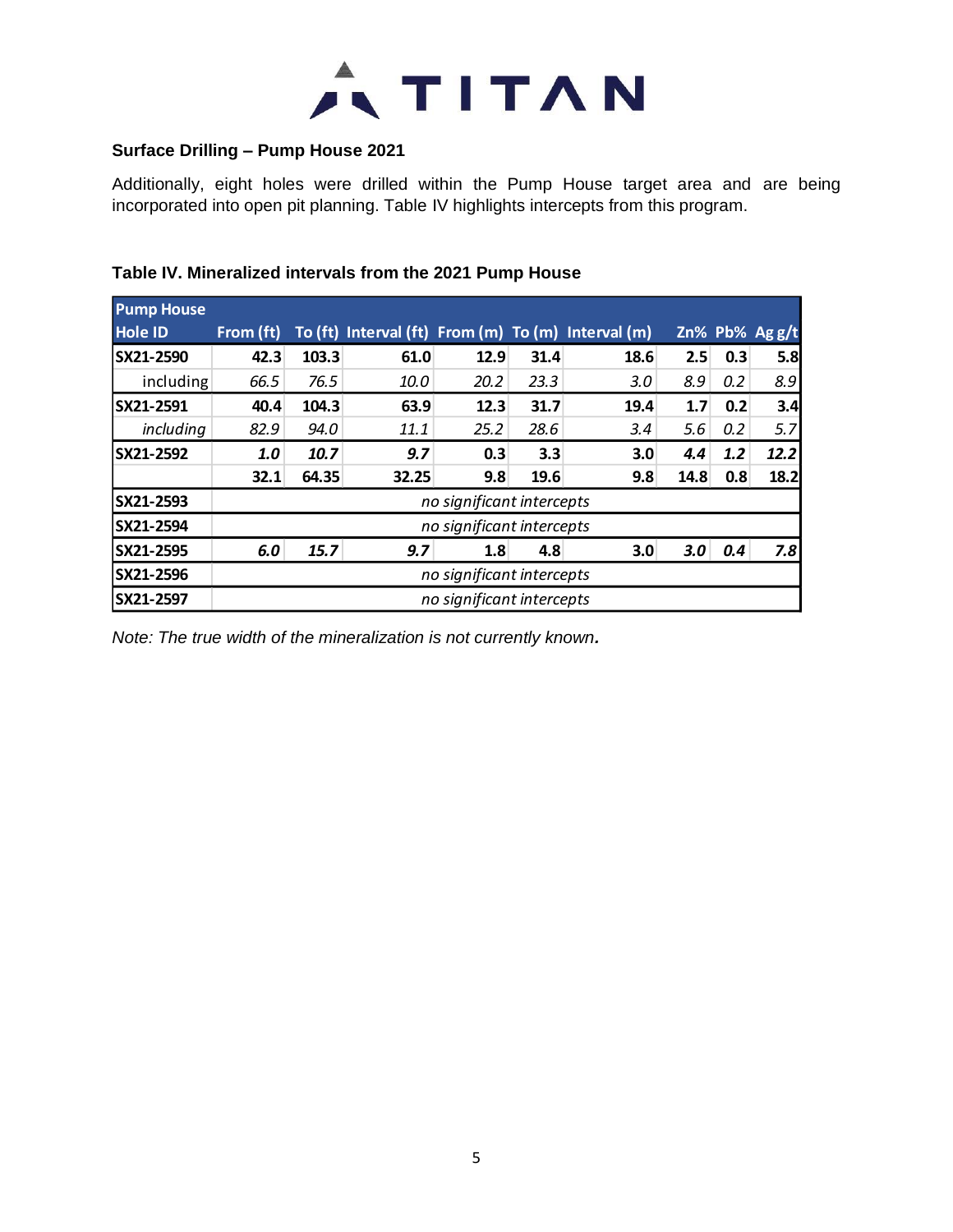## Surface Drilling – Pump House 2021

Additionally, eight holes were drilled within the Pump House target area and are being incorporated into open pit planning. Table IV highlights intercepts from this program.

**Table IV. Mineralized intervals from the 2021 Pump House**

| Pump House Hole ID | From (ft) | To (ft) | Interval (ft) | From (m) | To (m) | Interval (m) | Zn% | Pb% | Ag g/t |
|---|---|---|---|---|---|---|---|---|---|
| SX21-2590 | 42.3 | 103.3 | 61.0 | 12.9 | 31.4 | 18.6 | 2.5 | 0.3 | 5.8 |
| including | *66.5* | *76.5* | *10.0* | *20.2* | *23.3* | *3.0* | *8.9* | *0.2* | *8.9* |
| SX21-2591 | 40.4 | 104.3 | 63.9 | 12.3 | 31.7 | 19.4 | 1.7 | 0.2 | 3.4 |
| *including* | *82.9* | *94.0* | *11.1* | *25.2* | *28.6* | *3.4* | *5.6* | *0.2* | *5.7* |
| SX21-2592 | *1.0* | *10.7* | *9.7* | 0.3 | 3.3 | 3.0 | *4.4* | *1.2* | *12.2* |
| | 32.1 | 64.35 | 32.25 | 9.8 | 19.6 | 9.8 | 14.8 | 0.8 | 18.2 |
| SX21-2593 | *no significant intercepts* | | | | | | | | |
| SX21-2594 | *no significant intercepts* | | | | | | | | |
| SX21-2595 | *6.0* | *15.7* | *9.7* | 1.8 | 4.8 | 3.0 | *3.0* | *0.4* | *7.8* |
| SX21-2596 | *no significant intercepts* | | | | | | | | |
| SX21-2597 | *no significant intercepts* | | | | | | | | |

*Note: The true width of the mineralization is not currently known.*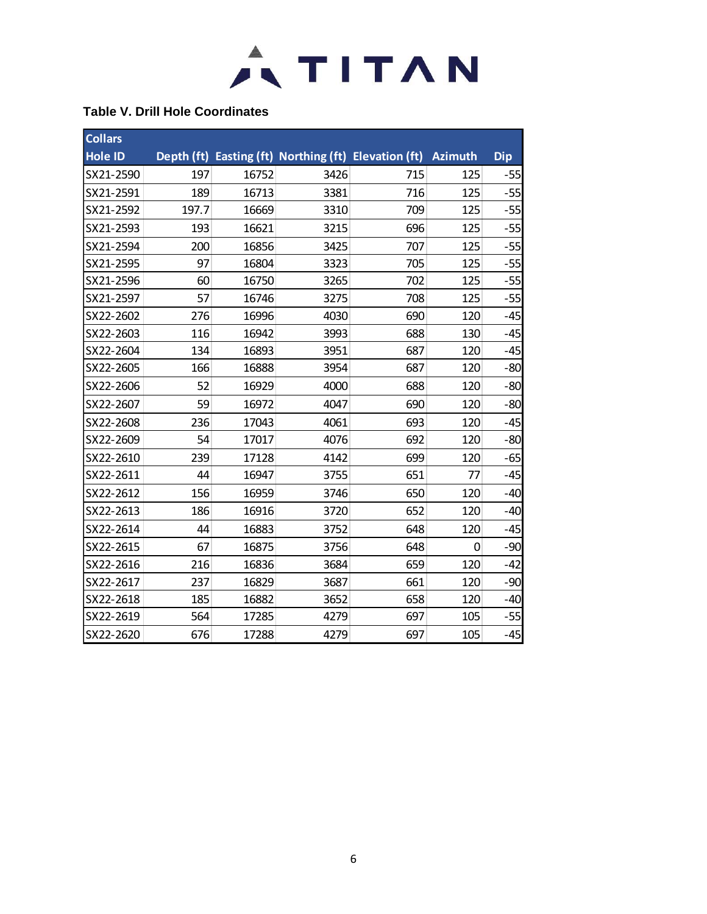### Table V. Drill Hole Coordinates

| Collars | | | | | | |
|---|---|---|---|---|---|---|
| **Hole ID** | **Depth (ft)** | **Easting (ft)** | **Northing (ft)** | **Elevation (ft)** | **Azimuth** | **Dip** |
| SX21-2590 | 197 | 16752 | 3426 | 715 | 125 | -55 |
| SX21-2591 | 189 | 16713 | 3381 | 716 | 125 | -55 |
| SX21-2592 | 197.7 | 16669 | 3310 | 709 | 125 | -55 |
| SX21-2593 | 193 | 16621 | 3215 | 696 | 125 | -55 |
| SX21-2594 | 200 | 16856 | 3425 | 707 | 125 | -55 |
| SX21-2595 | 97 | 16804 | 3323 | 705 | 125 | -55 |
| SX21-2596 | 60 | 16750 | 3265 | 702 | 125 | -55 |
| SX21-2597 | 57 | 16746 | 3275 | 708 | 125 | -55 |
| SX22-2602 | 276 | 16996 | 4030 | 690 | 120 | -45 |
| SX22-2603 | 116 | 16942 | 3993 | 688 | 130 | -45 |
| SX22-2604 | 134 | 16893 | 3951 | 687 | 120 | -45 |
| SX22-2605 | 166 | 16888 | 3954 | 687 | 120 | -80 |
| SX22-2606 | 52 | 16929 | 4000 | 688 | 120 | -80 |
| SX22-2607 | 59 | 16972 | 4047 | 690 | 120 | -80 |
| SX22-2608 | 236 | 17043 | 4061 | 693 | 120 | -45 |
| SX22-2609 | 54 | 17017 | 4076 | 692 | 120 | -80 |
| SX22-2610 | 239 | 17128 | 4142 | 699 | 120 | -65 |
| SX22-2611 | 44 | 16947 | 3755 | 651 | 77 | -45 |
| SX22-2612 | 156 | 16959 | 3746 | 650 | 120 | -40 |
| SX22-2613 | 186 | 16916 | 3720 | 652 | 120 | -40 |
| SX22-2614 | 44 | 16883 | 3752 | 648 | 120 | -45 |
| SX22-2615 | 67 | 16875 | 3756 | 648 | 0 | -90 |
| SX22-2616 | 216 | 16836 | 3684 | 659 | 120 | -42 |
| SX22-2617 | 237 | 16829 | 3687 | 661 | 120 | -90 |
| SX22-2618 | 185 | 16882 | 3652 | 658 | 120 | -40 |
| SX22-2619 | 564 | 17285 | 4279 | 697 | 105 | -55 |
| SX22-2620 | 676 | 17288 | 4279 | 697 | 105 | -45 |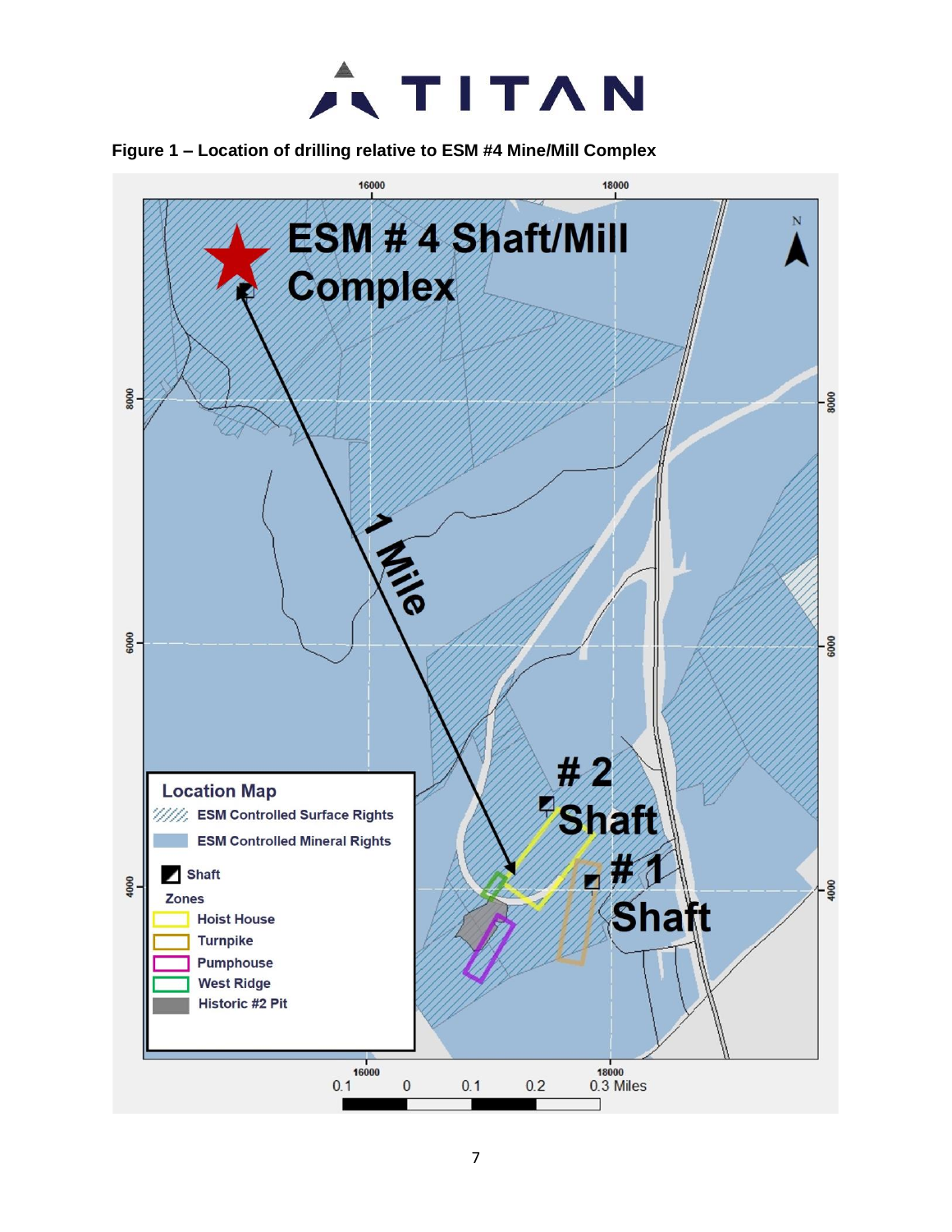**Figure 1 – Location of drilling relative to ESM #4 Mine/Mill Complex**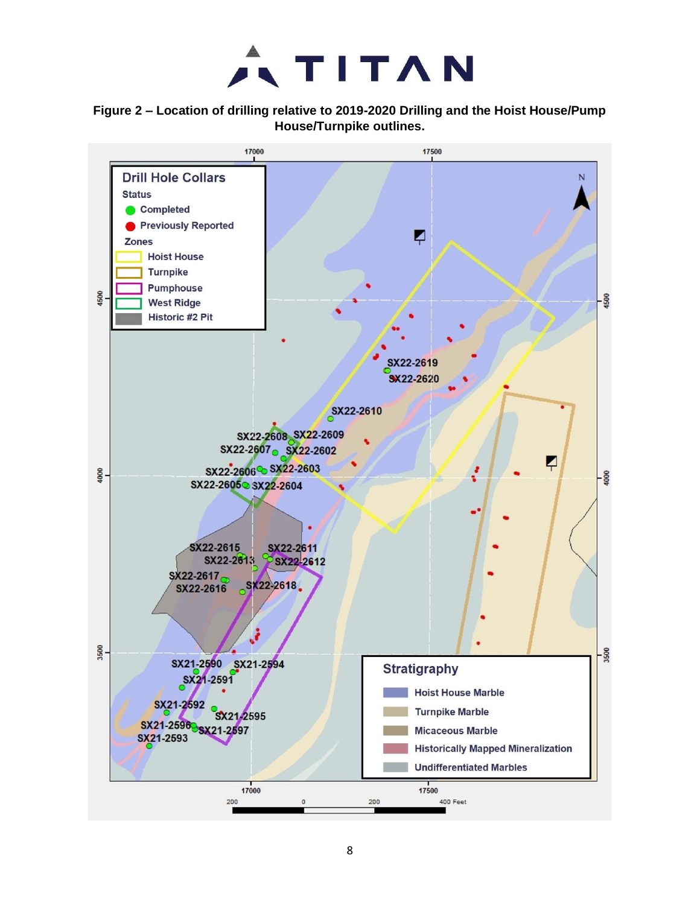**Figure 2 – Location of drilling relative to 2019-2020 Drilling and the Hoist House/Pump House/Turnpike outlines.**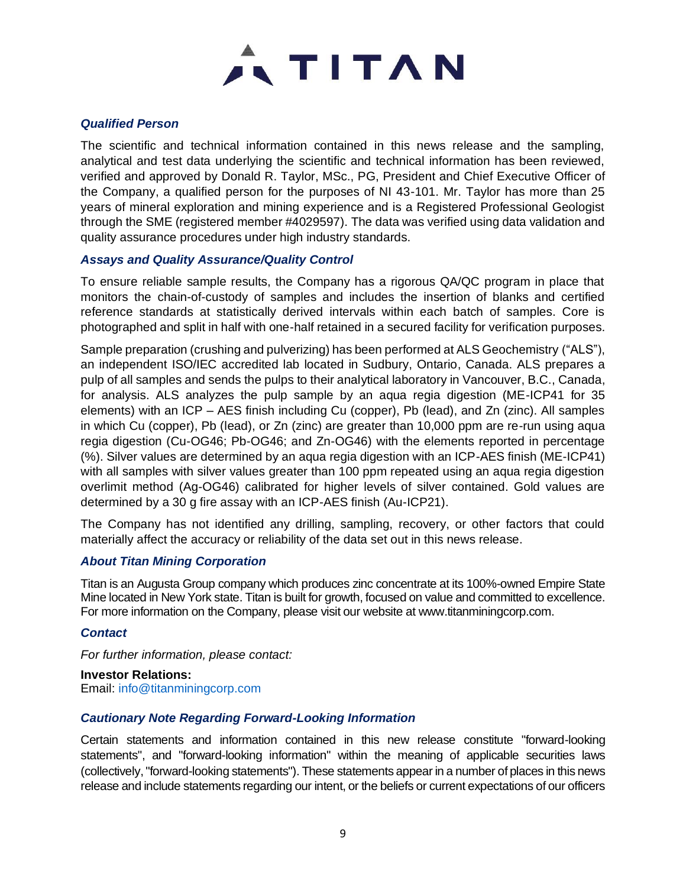### *Qualified Person*

The scientific and technical information contained in this news release and the sampling, analytical and test data underlying the scientific and technical information has been reviewed, verified and approved by Donald R. Taylor, MSc., PG, President and Chief Executive Officer of the Company, a qualified person for the purposes of NI 43-101. Mr. Taylor has more than 25 years of mineral exploration and mining experience and is a Registered Professional Geologist through the SME (registered member #4029597). The data was verified using data validation and quality assurance procedures under high industry standards.

### *Assays and Quality Assurance/Quality Control*

To ensure reliable sample results, the Company has a rigorous QA/QC program in place that monitors the chain-of-custody of samples and includes the insertion of blanks and certified reference standards at statistically derived intervals within each batch of samples. Core is photographed and split in half with one-half retained in a secured facility for verification purposes.

Sample preparation (crushing and pulverizing) has been performed at ALS Geochemistry ("ALS"), an independent ISO/IEC accredited lab located in Sudbury, Ontario, Canada. ALS prepares a pulp of all samples and sends the pulps to their analytical laboratory in Vancouver, B.C., Canada, for analysis. ALS analyzes the pulp sample by an aqua regia digestion (ME-ICP41 for 35 elements) with an ICP – AES finish including Cu (copper), Pb (lead), and Zn (zinc). All samples in which Cu (copper), Pb (lead), or Zn (zinc) are greater than 10,000 ppm are re-run using aqua regia digestion (Cu-OG46; Pb-OG46; and Zn-OG46) with the elements reported in percentage (%). Silver values are determined by an aqua regia digestion with an ICP-AES finish (ME-ICP41) with all samples with silver values greater than 100 ppm repeated using an aqua regia digestion overlimit method (Ag-OG46) calibrated for higher levels of silver contained. Gold values are determined by a 30 g fire assay with an ICP-AES finish (Au-ICP21).

The Company has not identified any drilling, sampling, recovery, or other factors that could materially affect the accuracy or reliability of the data set out in this news release.

### *About Titan Mining Corporation*

Titan is an Augusta Group company which produces zinc concentrate at its 100%-owned Empire State Mine located in New York state. Titan is built for growth, focused on value and committed to excellence. For more information on the Company, please visit our website at www.titanminingcorp.com.

### *Contact*

*For further information, please contact:*

**Investor Relations:**
Email: info@titanminingcorp.com

### *Cautionary Note Regarding Forward-Looking Information*

Certain statements and information contained in this new release constitute "forward-looking statements", and "forward-looking information" within the meaning of applicable securities laws (collectively, "forward-looking statements"). These statements appear in a number of places in this news release and include statements regarding our intent, or the beliefs or current expectations of our officers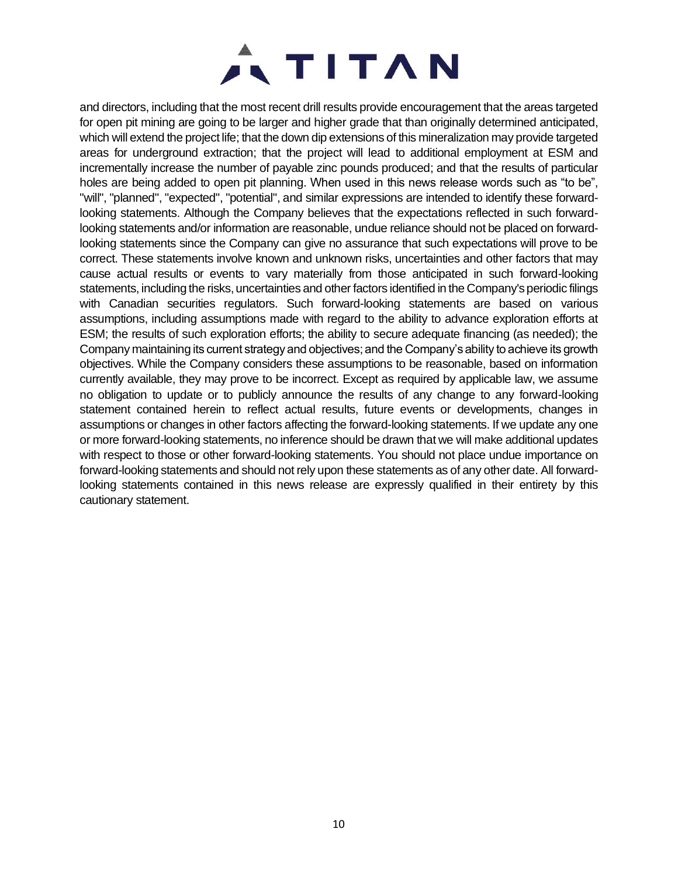and directors, including that the most recent drill results provide encouragement that the areas targeted for open pit mining are going to be larger and higher grade that than originally determined anticipated, which will extend the project life; that the down dip extensions of this mineralization may provide targeted areas for underground extraction; that the project will lead to additional employment at ESM and incrementally increase the number of payable zinc pounds produced; and that the results of particular holes are being added to open pit planning. When used in this news release words such as "to be", "will", "planned", "expected", "potential", and similar expressions are intended to identify these forward-looking statements. Although the Company believes that the expectations reflected in such forward-looking statements and/or information are reasonable, undue reliance should not be placed on forward-looking statements since the Company can give no assurance that such expectations will prove to be correct. These statements involve known and unknown risks, uncertainties and other factors that may cause actual results or events to vary materially from those anticipated in such forward-looking statements, including the risks, uncertainties and other factors identified in the Company's periodic filings with Canadian securities regulators. Such forward-looking statements are based on various assumptions, including assumptions made with regard to the ability to advance exploration efforts at ESM; the results of such exploration efforts; the ability to secure adequate financing (as needed); the Company maintaining its current strategy and objectives; and the Company's ability to achieve its growth objectives. While the Company considers these assumptions to be reasonable, based on information currently available, they may prove to be incorrect. Except as required by applicable law, we assume no obligation to update or to publicly announce the results of any change to any forward-looking statement contained herein to reflect actual results, future events or developments, changes in assumptions or changes in other factors affecting the forward-looking statements. If we update any one or more forward-looking statements, no inference should be drawn that we will make additional updates with respect to those or other forward-looking statements. You should not place undue importance on forward-looking statements and should not rely upon these statements as of any other date. All forward-looking statements contained in this news release are expressly qualified in their entirety by this cautionary statement.